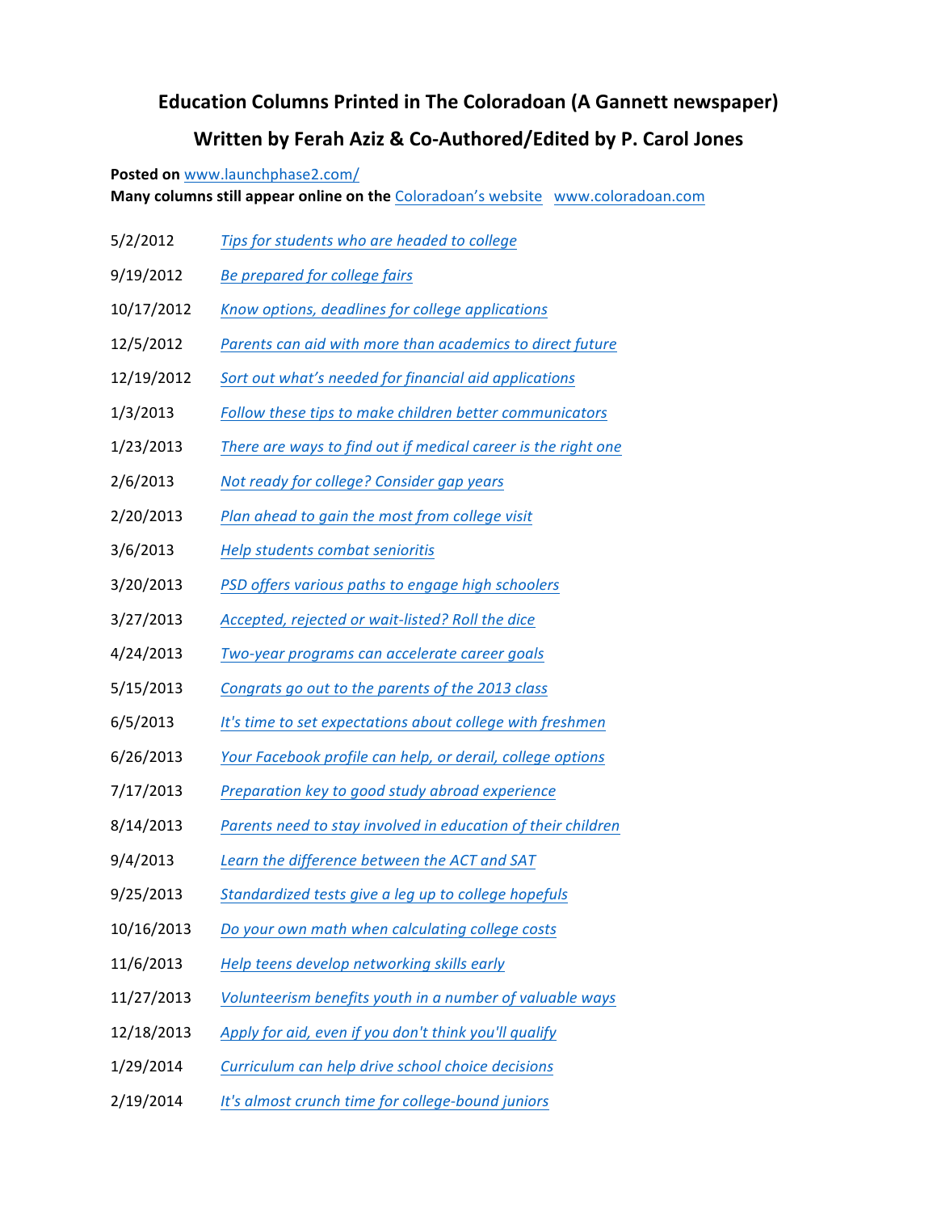# Education Columns Printed in The Coloradoan (A Gannett newspaper)

## Written by Ferah Aziz & Co-Authored/Edited by P. Carol Jones

**Posted on** [www.launchphase2.com/](www.launchphase2.com/)
**Many columns still appear online on the** [Coloradoan's website](www.coloradoan.com) [www.coloradoan.com](www.coloradoan.com)

5/2/2012 *Tips for students who are headed to college*

9/19/2012 *Be prepared for college fairs*

10/17/2012 *Know options, deadlines for college applications*

12/5/2012 *Parents can aid with more than academics to direct future*

12/19/2012 *Sort out what's needed for financial aid applications*

1/3/2013 *Follow these tips to make children better communicators*

1/23/2013 *There are ways to find out if medical career is the right one*

2/6/2013 *Not ready for college? Consider gap years*

2/20/2013 *Plan ahead to gain the most from college visit*

3/6/2013 *Help students combat senioritis*

3/20/2013 *PSD offers various paths to engage high schoolers*

3/27/2013 *Accepted, rejected or wait-listed? Roll the dice*

4/24/2013 *Two-year programs can accelerate career goals*

5/15/2013 *Congrats go out to the parents of the 2013 class*

6/5/2013 *It's time to set expectations about college with freshmen*

6/26/2013 *Your Facebook profile can help, or derail, college options*

7/17/2013 *Preparation key to good study abroad experience*

8/14/2013 *Parents need to stay involved in education of their children*

9/4/2013 *Learn the difference between the ACT and SAT*

9/25/2013 *Standardized tests give a leg up to college hopefuls*

10/16/2013 *Do your own math when calculating college costs*

11/6/2013 *Help teens develop networking skills early*

11/27/2013 *Volunteerism benefits youth in a number of valuable ways*

12/18/2013 *Apply for aid, even if you don't think you'll qualify*

1/29/2014 *Curriculum can help drive school choice decisions*

2/19/2014 *It's almost crunch time for college-bound juniors*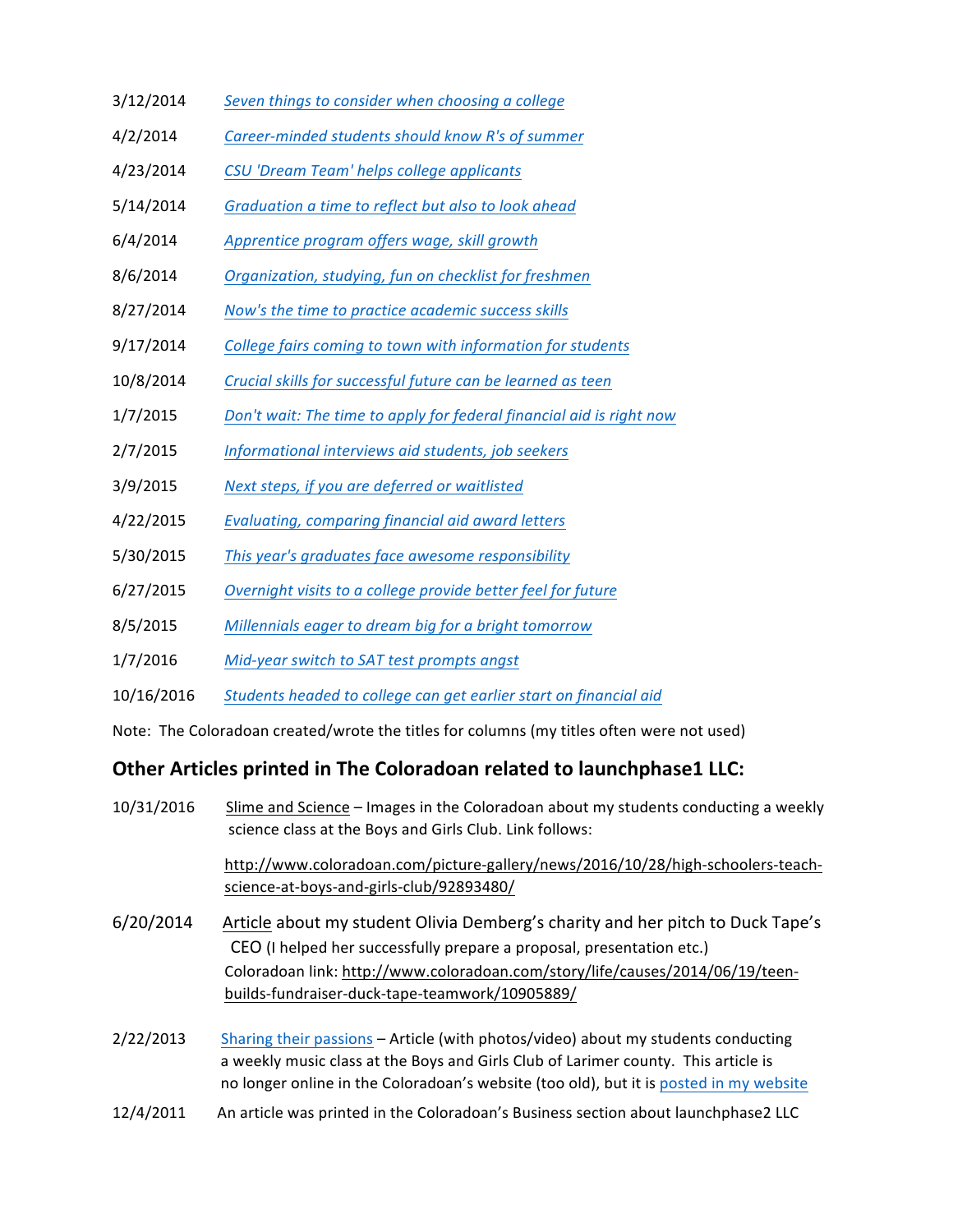3/12/2014 *Seven things to consider when choosing a college*

4/2/2014 *Career-minded students should know R's of summer*

4/23/2014 *CSU 'Dream Team' helps college applicants*

5/14/2014 *Graduation a time to reflect but also to look ahead*

6/4/2014 *Apprentice program offers wage, skill growth*

8/6/2014 *Organization, studying, fun on checklist for freshmen*

8/27/2014 *Now's the time to practice academic success skills*

9/17/2014 *College fairs coming to town with information for students*

10/8/2014 *Crucial skills for successful future can be learned as teen*

1/7/2015 *Don't wait: The time to apply for federal financial aid is right now*

2/7/2015 *Informational interviews aid students, job seekers*

3/9/2015 *Next steps, if you are deferred or waitlisted*

4/22/2015 *Evaluating, comparing financial aid award letters*

5/30/2015 *This year's graduates face awesome responsibility*

6/27/2015 *Overnight visits to a college provide better feel for future*

8/5/2015 *Millennials eager to dream big for a bright tomorrow*

1/7/2016 *Mid-year switch to SAT test prompts angst*

10/16/2016 *Students headed to college can get earlier start on financial aid*

Note: The Coloradoan created/wrote the titles for columns (my titles often were not used)

## Other Articles printed in The Coloradoan related to launchphase1 LLC:

10/31/2016 Slime and Science – Images in the Coloradoan about my students conducting a weekly science class at the Boys and Girls Club. Link follows:

http://www.coloradoan.com/picture-gallery/news/2016/10/28/high-schoolers-teach-science-at-boys-and-girls-club/92893480/

6/20/2014 Article about my student Olivia Demberg's charity and her pitch to Duck Tape's CEO (I helped her successfully prepare a proposal, presentation etc.)
Coloradoan link: http://www.coloradoan.com/story/life/causes/2014/06/19/teen-builds-fundraiser-duck-tape-teamwork/10905889/

2/22/2013 Sharing their passions – Article (with photos/video) about my students conducting a weekly music class at the Boys and Girls Club of Larimer county. This article is no longer online in the Coloradoan's website (too old), but it is posted in my website

12/4/2011 An article was printed in the Coloradoan's Business section about launchphase2 LLC